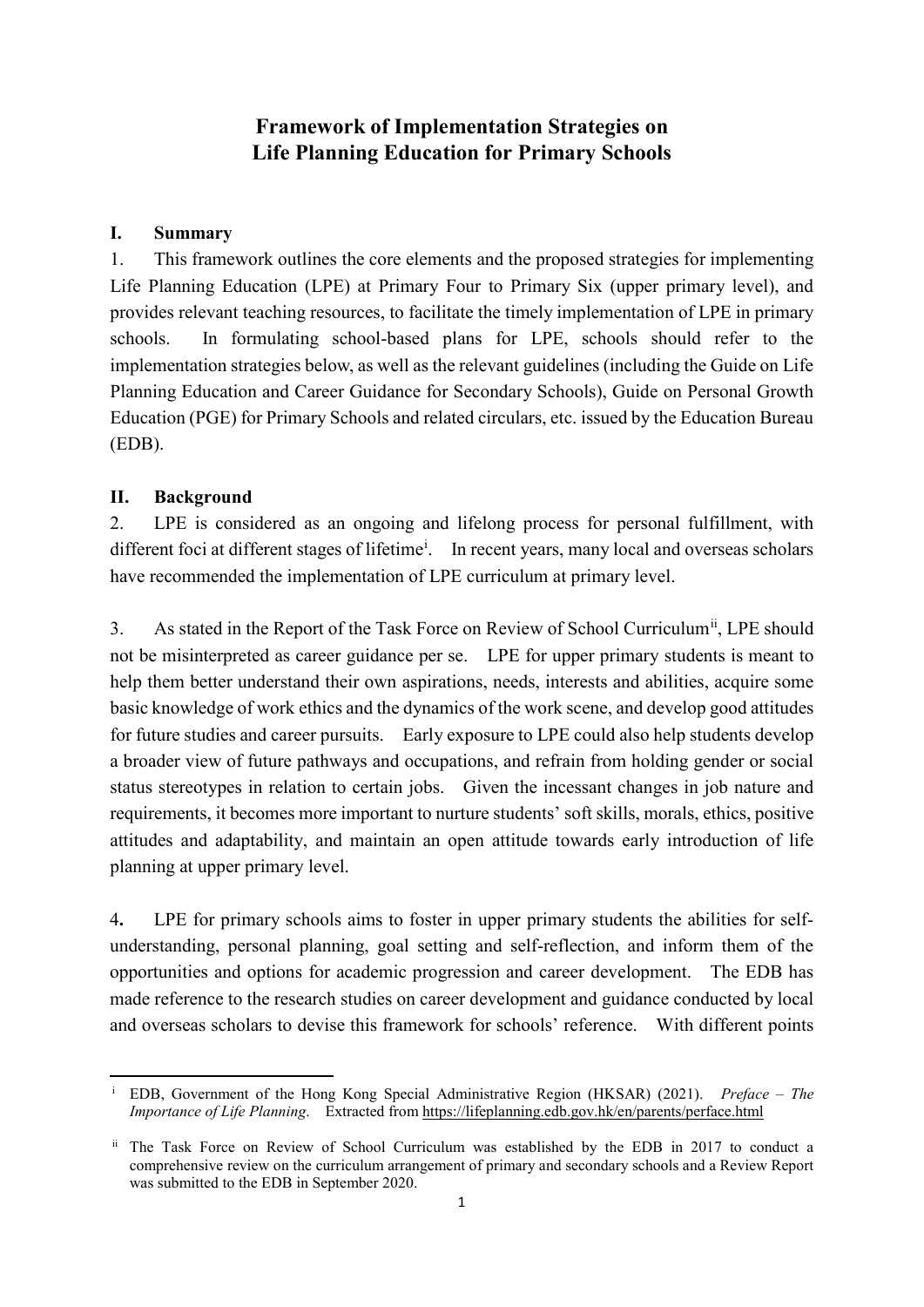# Framework of Implementation Strategies on Life Planning Education for Primary Schools

## I. Summary

1. This framework outlines the core elements and the proposed strategies for implementing Life Planning Education (LPE) at Primary Four to Primary Six (upper primary level), and provides relevant teaching resources, to facilitate the timely implementation of LPE in primary schools. In formulating school-based plans for LPE, schools should refer to the implementation strategies below, as well as the relevant guidelines (including the Guide on Life Planning Education and Career Guidance for Secondary Schools), Guide on Personal Growth Education (PGE) for Primary Schools and related circulars, etc. issued by the Education Bureau (EDB).

## II. Background

2. LPE is considered as an ongoing and lifelong process for personal fulfillment, with different foci at different stages of lifetime[i]. In recent years, many local and overseas scholars have recommended the implementation of LPE curriculum at primary level.

3. As stated in the Report of the Task Force on Review of School Curriculum[ii], LPE should not be misinterpreted as career guidance per se. LPE for upper primary students is meant to help them better understand their own aspirations, needs, interests and abilities, acquire some basic knowledge of work ethics and the dynamics of the work scene, and develop good attitudes for future studies and career pursuits. Early exposure to LPE could also help students develop a broader view of future pathways and occupations, and refrain from holding gender or social status stereotypes in relation to certain jobs. Given the incessant changes in job nature and requirements, it becomes more important to nurture students' soft skills, morals, ethics, positive attitudes and adaptability, and maintain an open attitude towards early introduction of life planning at upper primary level.

**4.** LPE for primary schools aims to foster in upper primary students the abilities for self-understanding, personal planning, goal setting and self-reflection, and inform them of the opportunities and options for academic progression and career development. The EDB has made reference to the research studies on career development and guidance conducted by local and overseas scholars to devise this framework for schools' reference. With different points

---

[i] EDB, Government of the Hong Kong Special Administrative Region (HKSAR) (2021). *Preface – The Importance of Life Planning*. Extracted from https://lifeplanning.edb.gov.hk/en/parents/perface.html

[ii] The Task Force on Review of School Curriculum was established by the EDB in 2017 to conduct a comprehensive review on the curriculum arrangement of primary and secondary schools and a Review Report was submitted to the EDB in September 2020.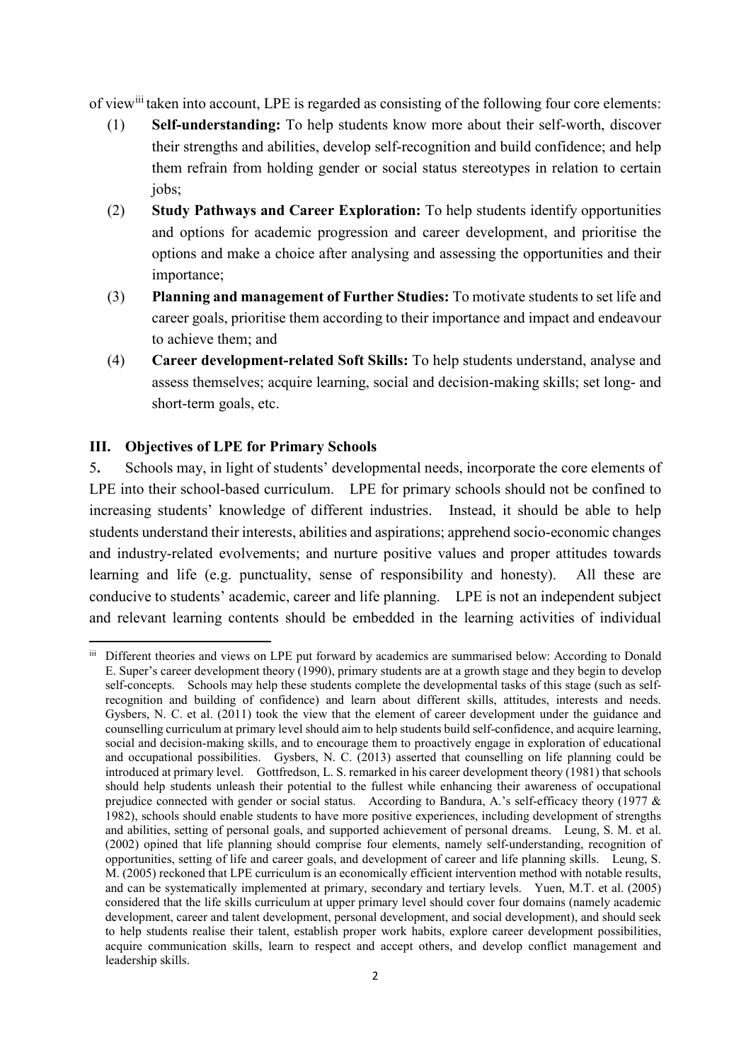of view[iii] taken into account, LPE is regarded as consisting of the following four core elements:

(1) **Self-understanding:** To help students know more about their self-worth, discover their strengths and abilities, develop self-recognition and build confidence; and help them refrain from holding gender or social status stereotypes in relation to certain jobs;

(2) **Study Pathways and Career Exploration:** To help students identify opportunities and options for academic progression and career development, and prioritise the options and make a choice after analysing and assessing the opportunities and their importance;

(3) **Planning and management of Further Studies:** To motivate students to set life and career goals, prioritise them according to their importance and impact and endeavour to achieve them; and

(4) **Career development-related Soft Skills:** To help students understand, analyse and assess themselves; acquire learning, social and decision-making skills; set long- and short-term goals, etc.

### III. Objectives of LPE for Primary Schools

5. Schools may, in light of students' developmental needs, incorporate the core elements of LPE into their school-based curriculum. LPE for primary schools should not be confined to increasing students' knowledge of different industries. Instead, it should be able to help students understand their interests, abilities and aspirations; apprehend socio-economic changes and industry-related evolvements; and nurture positive values and proper attitudes towards learning and life (e.g. punctuality, sense of responsibility and honesty). All these are conducive to students' academic, career and life planning. LPE is not an independent subject and relevant learning contents should be embedded in the learning activities of individual

---

[iii] Different theories and views on LPE put forward by academics are summarised below: According to Donald E. Super's career development theory (1990), primary students are at a growth stage and they begin to develop self-concepts. Schools may help these students complete the developmental tasks of this stage (such as self-recognition and building of confidence) and learn about different skills, attitudes, interests and needs. Gysbers, N. C. et al. (2011) took the view that the element of career development under the guidance and counselling curriculum at primary level should aim to help students build self-confidence, and acquire learning, social and decision-making skills, and to encourage them to proactively engage in exploration of educational and occupational possibilities. Gysbers, N. C. (2013) asserted that counselling on life planning could be introduced at primary level. Gottfredson, L. S. remarked in his career development theory (1981) that schools should help students unleash their potential to the fullest while enhancing their awareness of occupational prejudice connected with gender or social status. According to Bandura, A.'s self-efficacy theory (1977 & 1982), schools should enable students to have more positive experiences, including development of strengths and abilities, setting of personal goals, and supported achievement of personal dreams. Leung, S. M. et al. (2002) opined that life planning should comprise four elements, namely self-understanding, recognition of opportunities, setting of life and career goals, and development of career and life planning skills. Leung, S. M. (2005) reckoned that LPE curriculum is an economically efficient intervention method with notable results, and can be systematically implemented at primary, secondary and tertiary levels. Yuen, M.T. et al. (2005) considered that the life skills curriculum at upper primary level should cover four domains (namely academic development, career and talent development, personal development, and social development), and should seek to help students realise their talent, establish proper work habits, explore career development possibilities, acquire communication skills, learn to respect and accept others, and develop conflict management and leadership skills.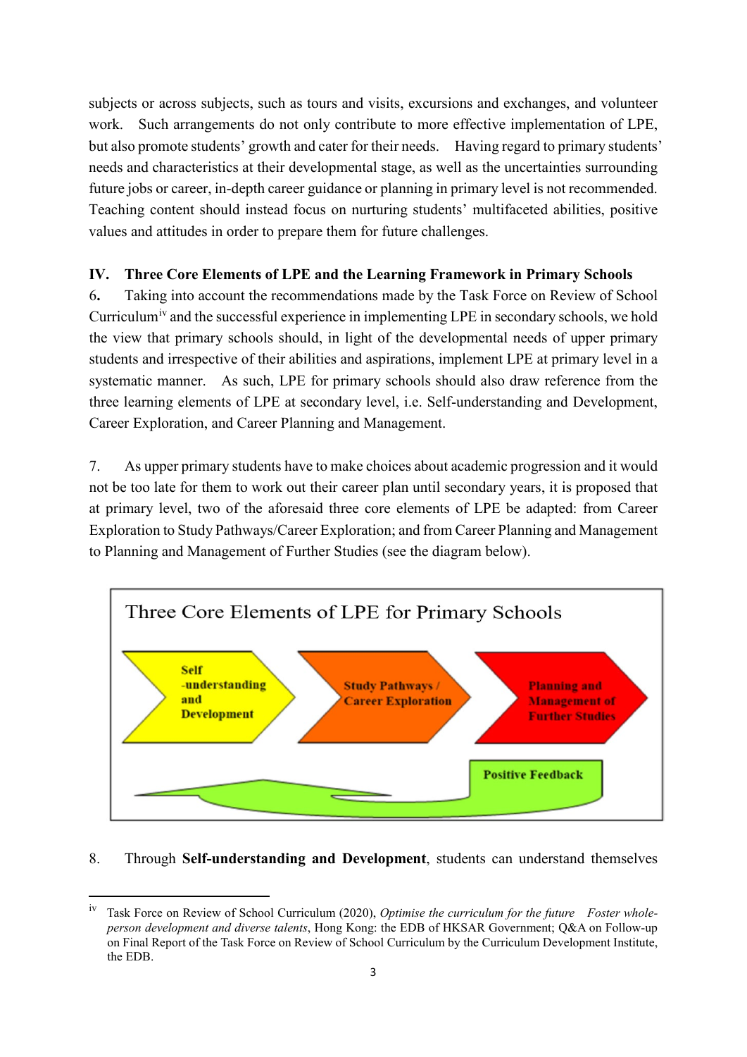subjects or across subjects, such as tours and visits, excursions and exchanges, and volunteer work. Such arrangements do not only contribute to more effective implementation of LPE, but also promote students' growth and cater for their needs. Having regard to primary students' needs and characteristics at their developmental stage, as well as the uncertainties surrounding future jobs or career, in-depth career guidance or planning in primary level is not recommended. Teaching content should instead focus on nurturing students' multifaceted abilities, positive values and attitudes in order to prepare them for future challenges.

## IV. Three Core Elements of LPE and the Learning Framework in Primary Schools

6. Taking into account the recommendations made by the Task Force on Review of School Curriculum[iv] and the successful experience in implementing LPE in secondary schools, we hold the view that primary schools should, in light of the developmental needs of upper primary students and irrespective of their abilities and aspirations, implement LPE at primary level in a systematic manner. As such, LPE for primary schools should also draw reference from the three learning elements of LPE at secondary level, i.e. Self-understanding and Development, Career Exploration, and Career Planning and Management.

7. As upper primary students have to make choices about academic progression and it would not be too late for them to work out their career plan until secondary years, it is proposed that at primary level, two of the aforesaid three core elements of LPE be adapted: from Career Exploration to Study Pathways/Career Exploration; and from Career Planning and Management to Planning and Management of Further Studies (see the diagram below).

**Three Core Elements of LPE for Primary Schools**

Self-understanding and Development → Study Pathways / Career Exploration → Planning and Management of Further Studies

Positive Feedback

8. Through **Self-understanding and Development**, students can understand themselves

---

[iv] Task Force on Review of School Curriculum (2020), *Optimise the curriculum for the future Foster whole-person development and diverse talents*, Hong Kong: the EDB of HKSAR Government; Q&A on Follow-up on Final Report of the Task Force on Review of School Curriculum by the Curriculum Development Institute, the EDB.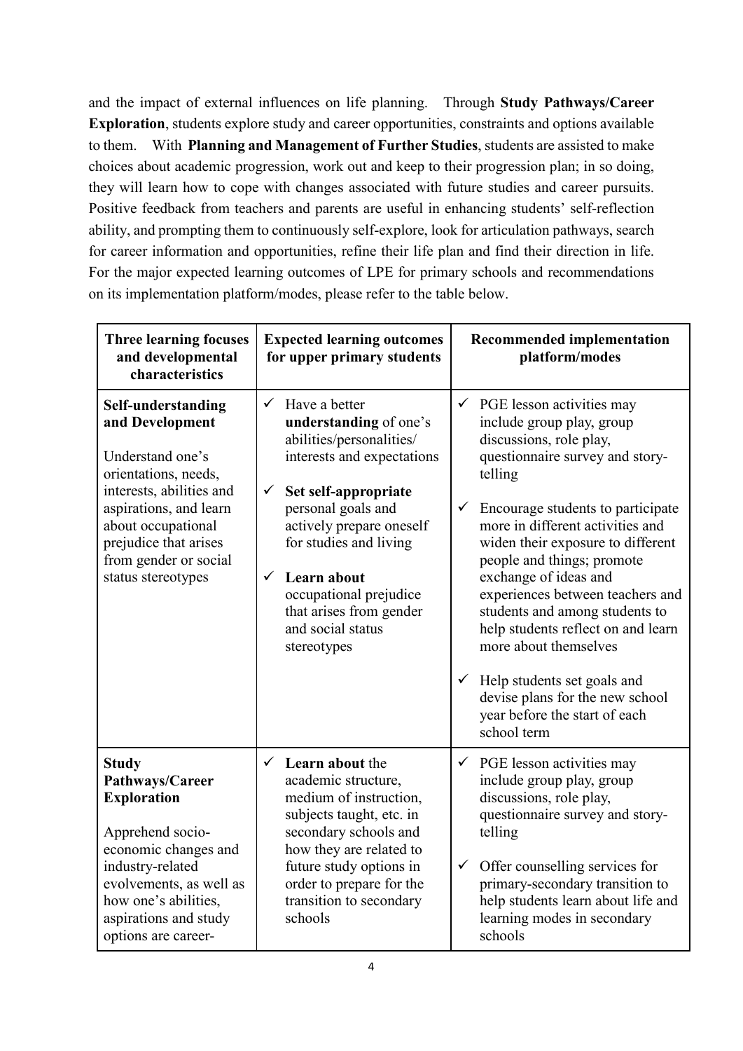and the impact of external influences on life planning. Through **Study Pathways/Career Exploration**, students explore study and career opportunities, constraints and options available to them. With **Planning and Management of Further Studies**, students are assisted to make choices about academic progression, work out and keep to their progression plan; in so doing, they will learn how to cope with changes associated with future studies and career pursuits. Positive feedback from teachers and parents are useful in enhancing students' self-reflection ability, and prompting them to continuously self-explore, look for articulation pathways, search for career information and opportunities, refine their life plan and find their direction in life. For the major expected learning outcomes of LPE for primary schools and recommendations on its implementation platform/modes, please refer to the table below.

| Three learning focuses and developmental characteristics | Expected learning outcomes for upper primary students | Recommended implementation platform/modes |
|---|---|---|
| **Self-understanding and Development**<br><br>Understand one's orientations, needs, interests, abilities and aspirations, and learn about occupational prejudice that arises from gender or social status stereotypes | ✓ Have a better **understanding** of one's abilities/personalities/ interests and expectations<br><br>✓ **Set self-appropriate** personal goals and actively prepare oneself for studies and living<br><br>✓ **Learn about** occupational prejudice that arises from gender and social status stereotypes | ✓ PGE lesson activities may include group play, group discussions, role play, questionnaire survey and story-telling<br><br>✓ Encourage students to participate more in different activities and widen their exposure to different people and things; promote exchange of ideas and experiences between teachers and students and among students to help students reflect on and learn more about themselves<br><br>✓ Help students set goals and devise plans for the new school year before the start of each school term |
| **Study Pathways/Career Exploration**<br><br>Apprehend socio-economic changes and industry-related evolvements, as well as how one's abilities, aspirations and study options are career- | ✓ **Learn about** the academic structure, medium of instruction, subjects taught, etc. in secondary schools and how they are related to future study options in order to prepare for the transition to secondary schools | ✓ PGE lesson activities may include group play, group discussions, role play, questionnaire survey and story-telling<br><br>✓ Offer counselling services for primary-secondary transition to help students learn about life and learning modes in secondary schools |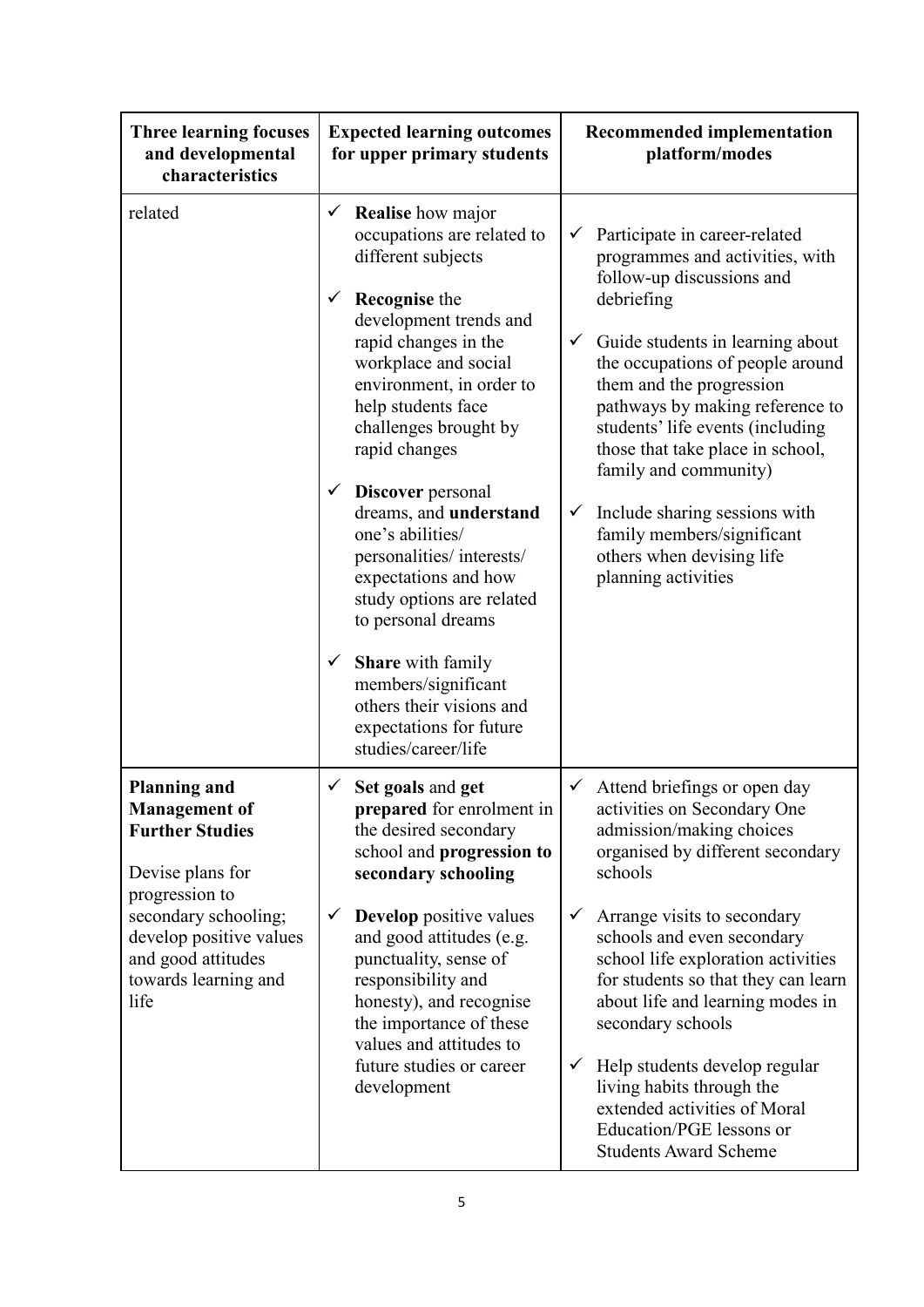| Three learning focuses and developmental characteristics | Expected learning outcomes for upper primary students | Recommended implementation platform/modes |
|---|---|---|
| related | ✓ **Realise** how major occupations are related to different subjects<br><br>✓ **Recognise** the development trends and rapid changes in the workplace and social environment, in order to help students face challenges brought by rapid changes<br><br>✓ **Discover** personal dreams, and **understand** one's abilities/ personalities/ interests/ expectations and how study options are related to personal dreams<br><br>✓ **Share** with family members/significant others their visions and expectations for future studies/career/life | ✓ Participate in career-related programmes and activities, with follow-up discussions and debriefing<br><br>✓ Guide students in learning about the occupations of people around them and the progression pathways by making reference to students' life events (including those that take place in school, family and community)<br><br>✓ Include sharing sessions with family members/significant others when devising life planning activities |
| **Planning and Management of Further Studies**<br><br>Devise plans for progression to secondary schooling; develop positive values and good attitudes towards learning and life | ✓ **Set goals** and **get prepared** for enrolment in the desired secondary school and **progression to secondary schooling**<br><br>✓ **Develop** positive values and good attitudes (e.g. punctuality, sense of responsibility and honesty), and recognise the importance of these values and attitudes to future studies or career development | ✓ Attend briefings or open day activities on Secondary One admission/making choices organised by different secondary schools<br><br>✓ Arrange visits to secondary schools and even secondary school life exploration activities for students so that they can learn about life and learning modes in secondary schools<br><br>✓ Help students develop regular living habits through the extended activities of Moral Education/PGE lessons or Students Award Scheme |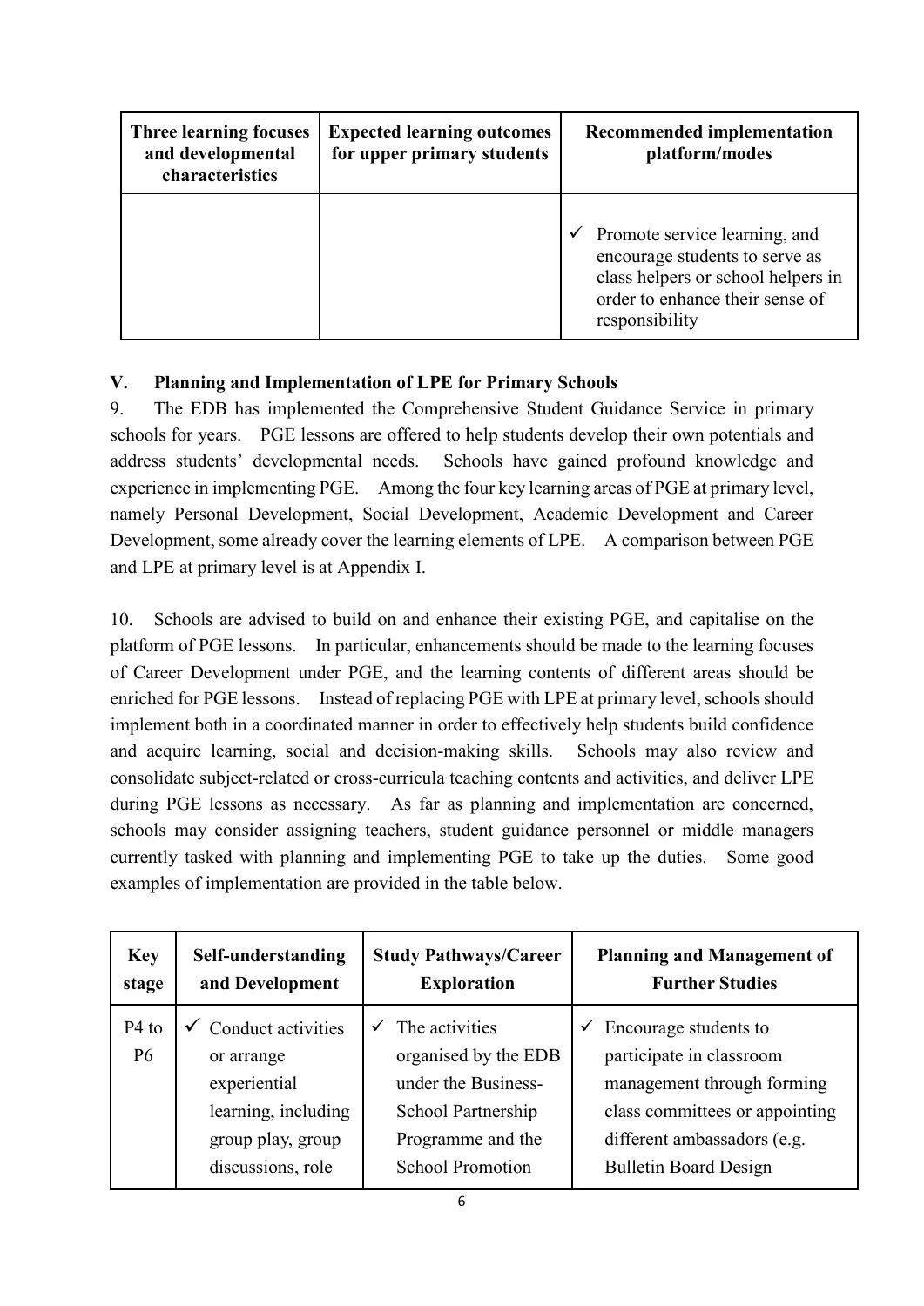| Three learning focuses and developmental characteristics | Expected learning outcomes for upper primary students | Recommended implementation platform/modes |
|---|---|---|
| | | ✓ Promote service learning, and encourage students to serve as class helpers or school helpers in order to enhance their sense of responsibility |

## V. Planning and Implementation of LPE for Primary Schools

9. The EDB has implemented the Comprehensive Student Guidance Service in primary schools for years. PGE lessons are offered to help students develop their own potentials and address students' developmental needs. Schools have gained profound knowledge and experience in implementing PGE. Among the four key learning areas of PGE at primary level, namely Personal Development, Social Development, Academic Development and Career Development, some already cover the learning elements of LPE. A comparison between PGE and LPE at primary level is at Appendix I.

10. Schools are advised to build on and enhance their existing PGE, and capitalise on the platform of PGE lessons. In particular, enhancements should be made to the learning focuses of Career Development under PGE, and the learning contents of different areas should be enriched for PGE lessons. Instead of replacing PGE with LPE at primary level, schools should implement both in a coordinated manner in order to effectively help students build confidence and acquire learning, social and decision-making skills. Schools may also review and consolidate subject-related or cross-curricula teaching contents and activities, and deliver LPE during PGE lessons as necessary. As far as planning and implementation are concerned, schools may consider assigning teachers, student guidance personnel or middle managers currently tasked with planning and implementing PGE to take up the duties. Some good examples of implementation are provided in the table below.

| Key stage | Self-understanding and Development | Study Pathways/Career Exploration | Planning and Management of Further Studies |
|---|---|---|---|
| P4 to P6 | ✓ Conduct activities or arrange experiential learning, including group play, group discussions, role | ✓ The activities organised by the EDB under the Business-School Partnership Programme and the School Promotion | ✓ Encourage students to participate in classroom management through forming class committees or appointing different ambassadors (e.g. Bulletin Board Design |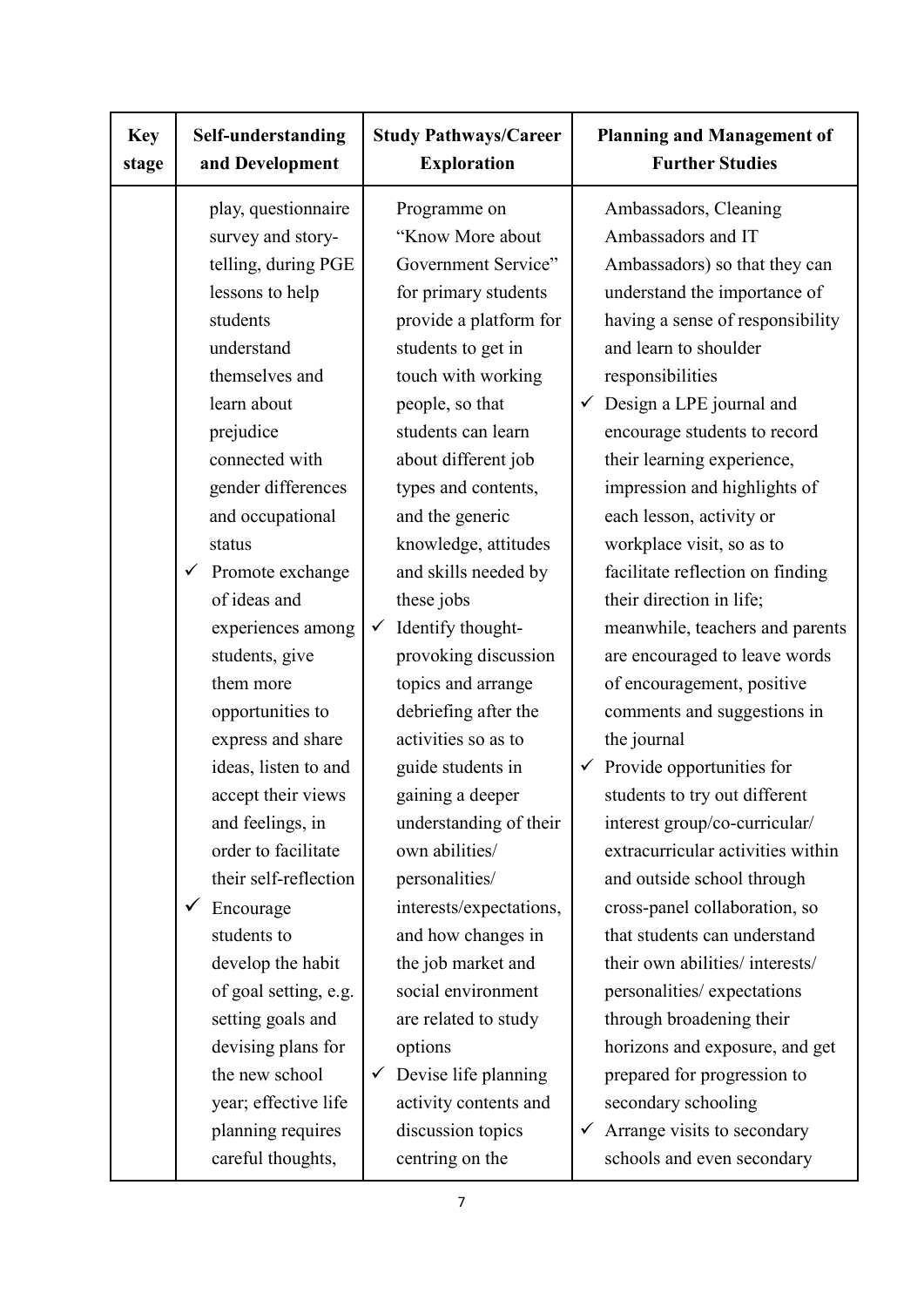| Key stage | Self-understanding and Development | Study Pathways/Career Exploration | Planning and Management of Further Studies |
|---|---|---|---|
| | play, questionnaire survey and story-telling, during PGE lessons to help students understand themselves and learn about prejudice connected with gender differences and occupational status<br>✓ Promote exchange of ideas and experiences among students, give them more opportunities to express and share ideas, listen to and accept their views and feelings, in order to facilitate their self-reflection<br>✓ Encourage students to develop the habit of goal setting, e.g. setting goals and devising plans for the new school year; effective life planning requires careful thoughts, | Programme on "Know More about Government Service" for primary students provide a platform for students to get in touch with working people, so that students can learn about different job types and contents, and the generic knowledge, attitudes and skills needed by these jobs<br>✓ Identify thought-provoking discussion topics and arrange debriefing after the activities so as to guide students in gaining a deeper understanding of their own abilities/ personalities/ interests/expectations, and how changes in the job market and social environment are related to study options<br>✓ Devise life planning activity contents and discussion topics centring on the | Ambassadors, Cleaning Ambassadors and IT Ambassadors) so that they can understand the importance of having a sense of responsibility and learn to shoulder responsibilities<br>✓ Design a LPE journal and encourage students to record their learning experience, impression and highlights of each lesson, activity or workplace visit, so as to facilitate reflection on finding their direction in life; meanwhile, teachers and parents are encouraged to leave words of encouragement, positive comments and suggestions in the journal<br>✓ Provide opportunities for students to try out different interest group/co-curricular/ extracurricular activities within and outside school through cross-panel collaboration, so that students can understand their own abilities/ interests/ personalities/ expectations through broadening their horizons and exposure, and get prepared for progression to secondary schooling<br>✓ Arrange visits to secondary schools and even secondary |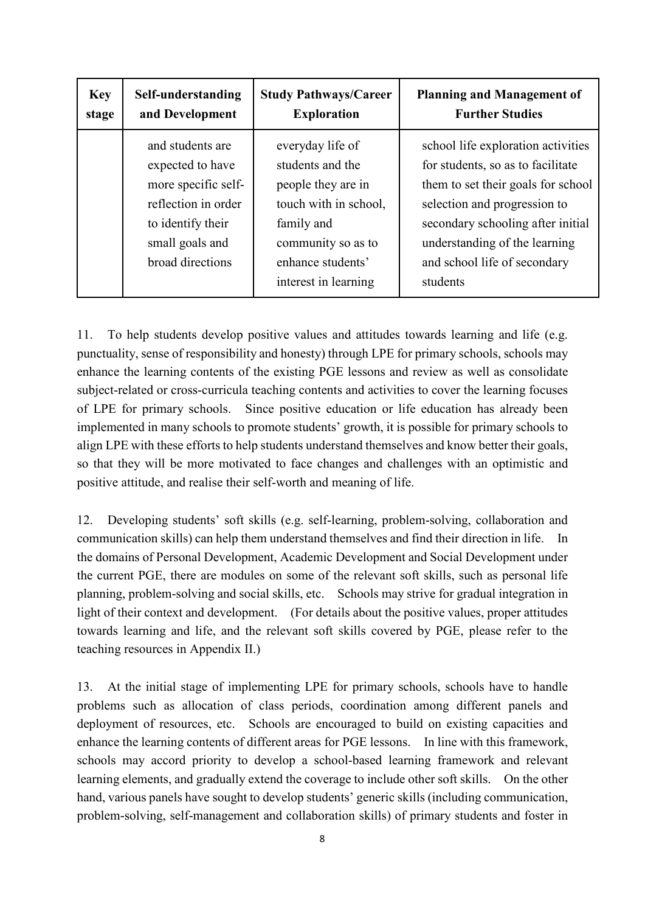| Key stage | Self-understanding and Development | Study Pathways/Career Exploration | Planning and Management of Further Studies |
|---|---|---|---|
| | and students are expected to have more specific self-reflection in order to identify their small goals and broad directions | everyday life of students and the people they are in touch with in school, family and community so as to enhance students' interest in learning | school life exploration activities for students, so as to facilitate them to set their goals for school selection and progression to secondary schooling after initial understanding of the learning and school life of secondary students |

11. To help students develop positive values and attitudes towards learning and life (e.g. punctuality, sense of responsibility and honesty) through LPE for primary schools, schools may enhance the learning contents of the existing PGE lessons and review as well as consolidate subject-related or cross-curricula teaching contents and activities to cover the learning focuses of LPE for primary schools. Since positive education or life education has already been implemented in many schools to promote students' growth, it is possible for primary schools to align LPE with these efforts to help students understand themselves and know better their goals, so that they will be more motivated to face changes and challenges with an optimistic and positive attitude, and realise their self-worth and meaning of life.

12. Developing students' soft skills (e.g. self-learning, problem-solving, collaboration and communication skills) can help them understand themselves and find their direction in life. In the domains of Personal Development, Academic Development and Social Development under the current PGE, there are modules on some of the relevant soft skills, such as personal life planning, problem-solving and social skills, etc. Schools may strive for gradual integration in light of their context and development. (For details about the positive values, proper attitudes towards learning and life, and the relevant soft skills covered by PGE, please refer to the teaching resources in Appendix II.)

13. At the initial stage of implementing LPE for primary schools, schools have to handle problems such as allocation of class periods, coordination among different panels and deployment of resources, etc. Schools are encouraged to build on existing capacities and enhance the learning contents of different areas for PGE lessons. In line with this framework, schools may accord priority to develop a school-based learning framework and relevant learning elements, and gradually extend the coverage to include other soft skills. On the other hand, various panels have sought to develop students' generic skills (including communication, problem-solving, self-management and collaboration skills) of primary students and foster in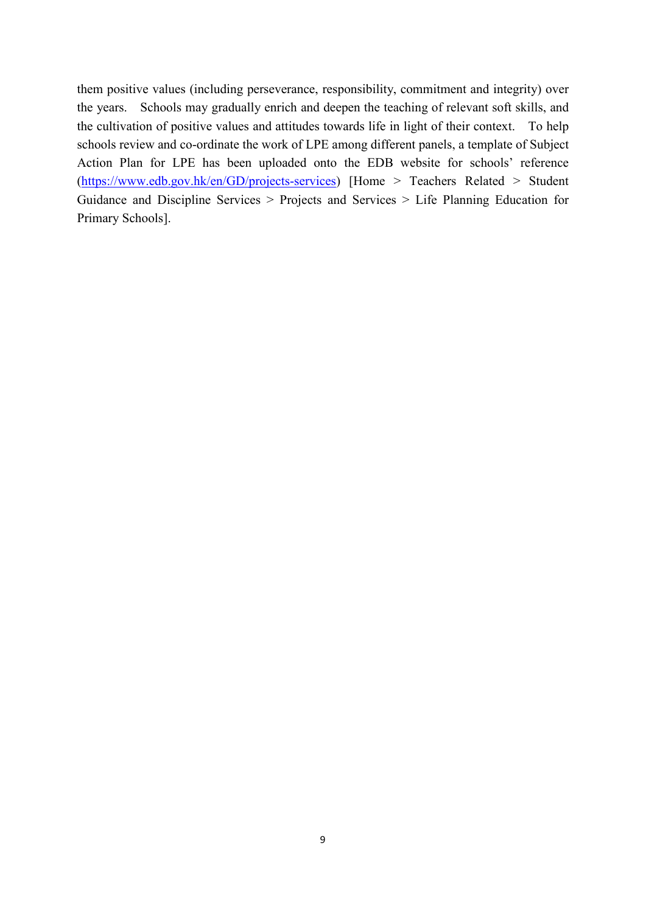them positive values (including perseverance, responsibility, commitment and integrity) over the years. Schools may gradually enrich and deepen the teaching of relevant soft skills, and the cultivation of positive values and attitudes towards life in light of their context. To help schools review and co-ordinate the work of LPE among different panels, a template of Subject Action Plan for LPE has been uploaded onto the EDB website for schools' reference (https://www.edb.gov.hk/en/GD/projects-services) [Home > Teachers Related > Student Guidance and Discipline Services > Projects and Services > Life Planning Education for Primary Schools].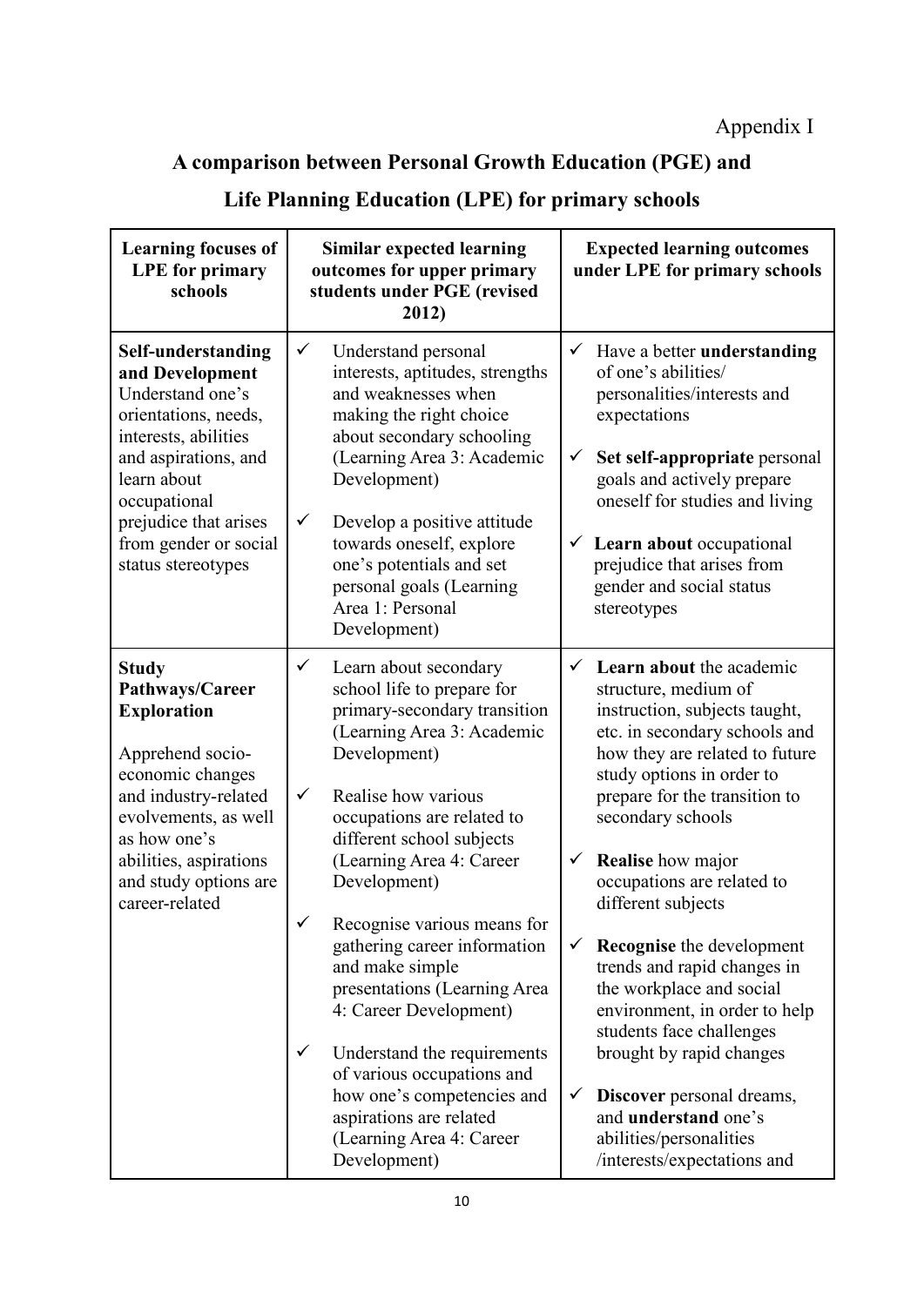Appendix I

# A comparison between Personal Growth Education (PGE) and Life Planning Education (LPE) for primary schools

| Learning focuses of LPE for primary schools | Similar expected learning outcomes for upper primary students under PGE (revised 2012) | Expected learning outcomes under LPE for primary schools |
|---|---|---|
| **Self-understanding and Development** Understand one's orientations, needs, interests, abilities and aspirations, and learn about occupational prejudice that arises from gender or social status stereotypes | ✓ Understand personal interests, aptitudes, strengths and weaknesses when making the right choice about secondary schooling (Learning Area 3: Academic Development)<br><br>✓ Develop a positive attitude towards oneself, explore one's potentials and set personal goals (Learning Area 1: Personal Development) | ✓ Have a better **understanding** of one's abilities/ personalities/interests and expectations<br><br>✓ **Set self-appropriate** personal goals and actively prepare oneself for studies and living<br><br>✓ **Learn about** occupational prejudice that arises from gender and social status stereotypes |
| **Study Pathways/Career Exploration**<br><br>Apprehend socio-economic changes and industry-related evolvements, as well as how one's abilities, aspirations and study options are career-related | ✓ Learn about secondary school life to prepare for primary-secondary transition (Learning Area 3: Academic Development)<br><br>✓ Realise how various occupations are related to different school subjects (Learning Area 4: Career Development)<br><br>✓ Recognise various means for gathering career information and make simple presentations (Learning Area 4: Career Development)<br><br>✓ Understand the requirements of various occupations and how one's competencies and aspirations are related (Learning Area 4: Career Development) | ✓ **Learn about** the academic structure, medium of instruction, subjects taught, etc. in secondary schools and how they are related to future study options in order to prepare for the transition to secondary schools<br><br>✓ **Realise** how major occupations are related to different subjects<br><br>✓ **Recognise** the development trends and rapid changes in the workplace and social environment, in order to help students face challenges brought by rapid changes<br><br>✓ **Discover** personal dreams, and **understand** one's abilities/personalities /interests/expectations and |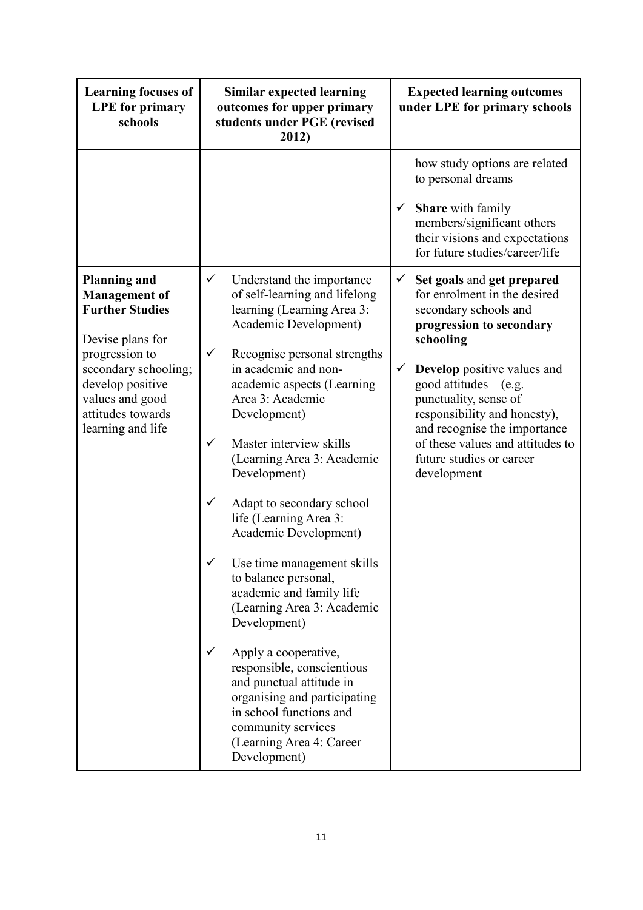| Learning focuses of LPE for primary schools | Similar expected learning outcomes for upper primary students under PGE (revised 2012) | Expected learning outcomes under LPE for primary schools |
|---|---|---|
| | | how study options are related to personal dreams<br><br>✓ **Share** with family members/significant others their visions and expectations for future studies/career/life |
| **Planning and Management of Further Studies**<br><br>Devise plans for progression to secondary schooling; develop positive values and good attitudes towards learning and life | ✓ Understand the importance of self-learning and lifelong learning (Learning Area 3: Academic Development)<br><br>✓ Recognise personal strengths in academic and non-academic aspects (Learning Area 3: Academic Development)<br><br>✓ Master interview skills (Learning Area 3: Academic Development)<br><br>✓ Adapt to secondary school life (Learning Area 3: Academic Development)<br><br>✓ Use time management skills to balance personal, academic and family life (Learning Area 3: Academic Development)<br><br>✓ Apply a cooperative, responsible, conscientious and punctual attitude in organising and participating in school functions and community services (Learning Area 4: Career Development) | ✓ **Set goals** and **get prepared** for enrolment in the desired secondary schools and **progression to secondary schooling**<br><br>✓ **Develop** positive values and good attitudes (e.g. punctuality, sense of responsibility and honesty), and recognise the importance of these values and attitudes to future studies or career development |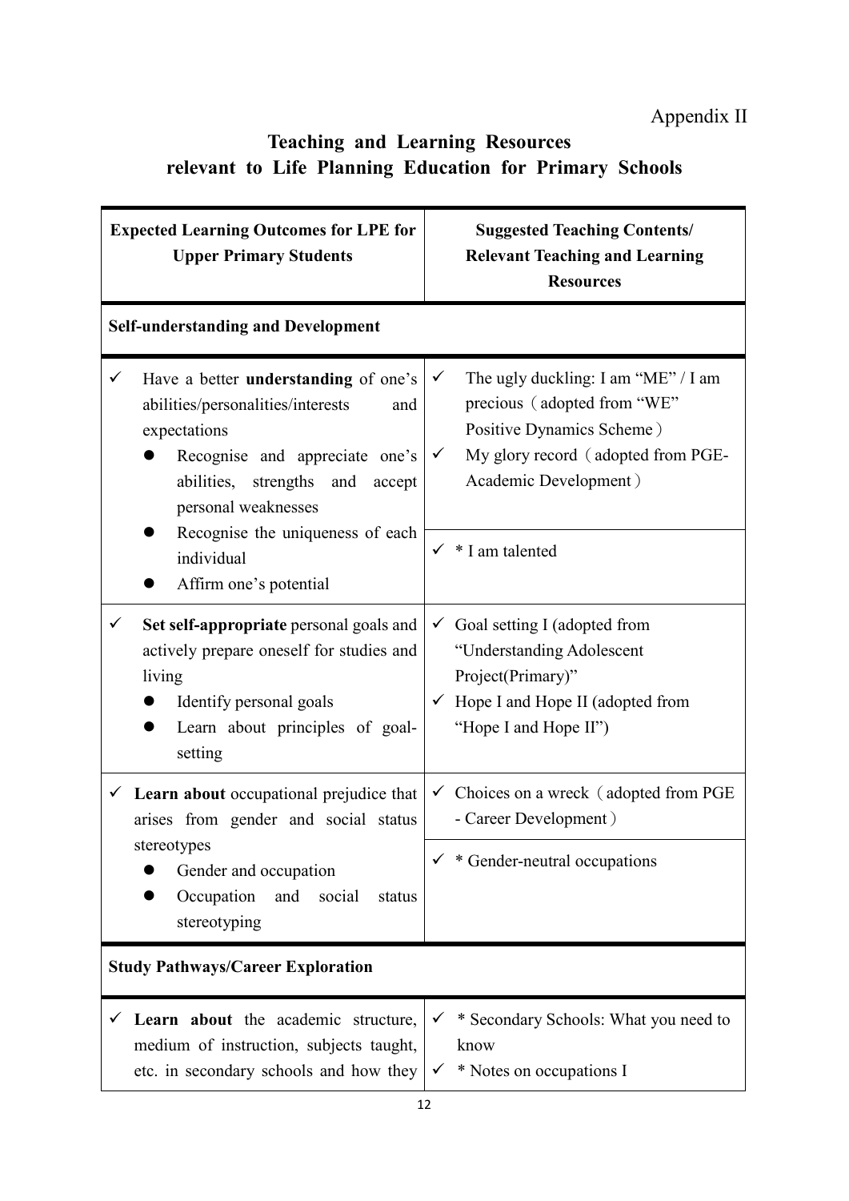Appendix II

# Teaching and Learning Resources relevant to Life Planning Education for Primary Schools

| **Expected Learning Outcomes for LPE for Upper Primary Students** | **Suggested Teaching Contents/ Relevant Teaching and Learning Resources** |
|---|---|
| **Self-understanding and Development** | |
| ✓ Have a better **understanding** of one's abilities/personalities/interests and expectations<br>● Recognise and appreciate one's abilities, strengths and accept personal weaknesses<br>● Recognise the uniqueness of each individual<br>● Affirm one's potential | ✓ The ugly duckling: I am "ME" / I am precious（adopted from "WE" Positive Dynamics Scheme）<br>✓ My glory record（adopted from PGE-Academic Development）<br><br>✓ * I am talented |
| ✓ **Set self-appropriate** personal goals and actively prepare oneself for studies and living<br>● Identify personal goals<br>● Learn about principles of goal-setting | ✓ Goal setting I (adopted from "Understanding Adolescent Project(Primary)"<br>✓ Hope I and Hope II (adopted from "Hope I and Hope II") |
| ✓ **Learn about** occupational prejudice that arises from gender and social status stereotypes<br>● Gender and occupation<br>● Occupation and social status stereotyping | ✓ Choices on a wreck（adopted from PGE - Career Development）<br><br>✓ * Gender-neutral occupations |
| **Study Pathways/Career Exploration** | |
| ✓ **Learn about** the academic structure, medium of instruction, subjects taught, etc. in secondary schools and how they | ✓ * Secondary Schools: What you need to know<br>✓ * Notes on occupations I |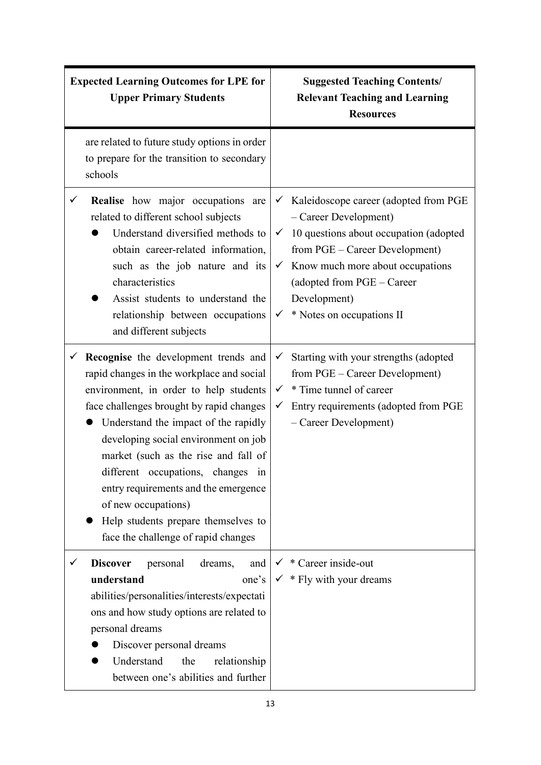| Expected Learning Outcomes for LPE for Upper Primary Students | Suggested Teaching Contents/ Relevant Teaching and Learning Resources |
|---|---|
| are related to future study options in order to prepare for the transition to secondary schools | |
| ✓ **Realise** how major occupations are related to different school subjects<br>● Understand diversified methods to obtain career-related information, such as the job nature and its characteristics<br>● Assist students to understand the relationship between occupations and different subjects | ✓ Kaleidoscope career (adopted from PGE – Career Development)<br>✓ 10 questions about occupation (adopted from PGE – Career Development)<br>✓ Know much more about occupations (adopted from PGE – Career Development)<br>✓ * Notes on occupations II |
| ✓ **Recognise** the development trends and rapid changes in the workplace and social environment, in order to help students face challenges brought by rapid changes<br>● Understand the impact of the rapidly developing social environment on job market (such as the rise and fall of different occupations, changes in entry requirements and the emergence of new occupations)<br>● Help students prepare themselves to face the challenge of rapid changes | ✓ Starting with your strengths (adopted from PGE – Career Development)<br>✓ * Time tunnel of career<br>✓ Entry requirements (adopted from PGE – Career Development) |
| ✓ **Discover** personal dreams, and **understand** one's abilities/personalities/interests/expectations and how study options are related to personal dreams<br>● Discover personal dreams<br>● Understand the relationship between one's abilities and further | ✓ * Career inside-out<br>✓ * Fly with your dreams |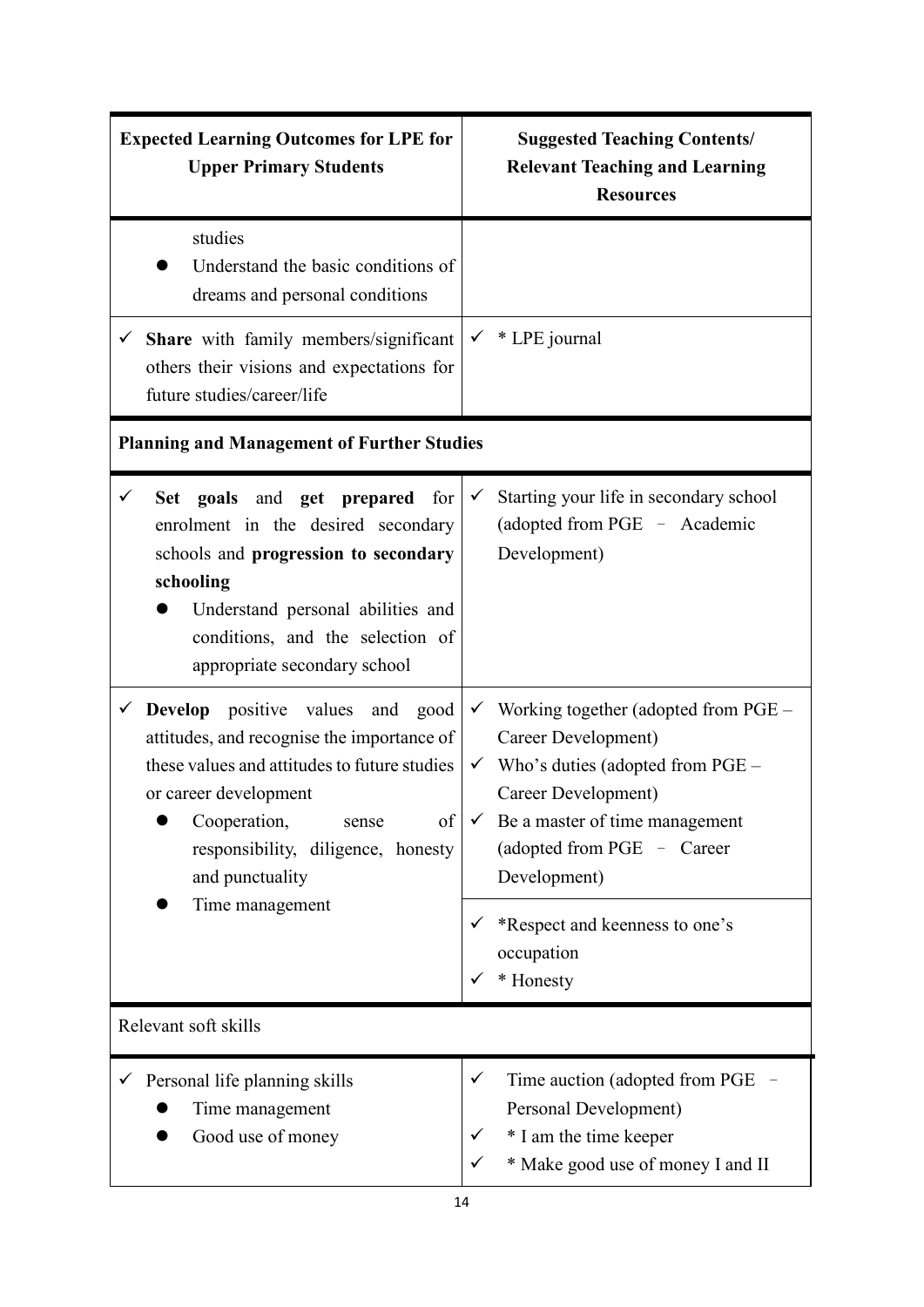| Expected Learning Outcomes for LPE for Upper Primary Students | Suggested Teaching Contents/ Relevant Teaching and Learning Resources |
|---|---|
| studies<br>● Understand the basic conditions of dreams and personal conditions | |
| ✓ **Share** with family members/significant others their visions and expectations for future studies/career/life | ✓ * LPE journal |
| **Planning and Management of Further Studies** | |
| ✓ **Set goals** and **get prepared** for enrolment in the desired secondary schools and **progression to secondary schooling**<br>● Understand personal abilities and conditions, and the selection of appropriate secondary school | ✓ Starting your life in secondary school (adopted from PGE – Academic Development) |
| ✓ **Develop** positive values and good attitudes, and recognise the importance of these values and attitudes to future studies or career development<br>● Cooperation, sense of responsibility, diligence, honesty and punctuality<br>● Time management | ✓ Working together (adopted from PGE – Career Development)<br>✓ Who's duties (adopted from PGE – Career Development)<br>✓ Be a master of time management (adopted from PGE – Career Development)<br>✓ *Respect and keenness to one's occupation<br>✓ * Honesty |
| Relevant soft skills | |
| ✓ Personal life planning skills<br>● Time management<br>● Good use of money | ✓ Time auction (adopted from PGE – Personal Development)<br>✓ * I am the time keeper<br>✓ * Make good use of money I and II |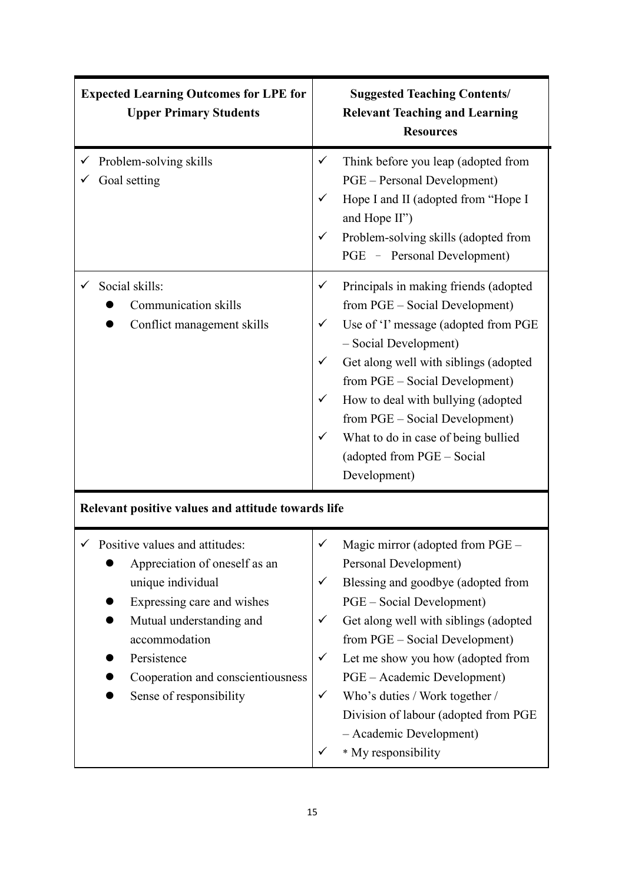| Expected Learning Outcomes for LPE for Upper Primary Students | Suggested Teaching Contents/ Relevant Teaching and Learning Resources |
|---|---|
| ✓ Problem-solving skills<br>✓ Goal setting | ✓ Think before you leap (adopted from PGE – Personal Development)<br>✓ Hope I and II (adopted from "Hope I and Hope II")<br>✓ Problem-solving skills (adopted from PGE – Personal Development) |
| ✓ Social skills:<br>● Communication skills<br>● Conflict management skills | ✓ Principals in making friends (adopted from PGE – Social Development)<br>✓ Use of 'I' message (adopted from PGE – Social Development)<br>✓ Get along well with siblings (adopted from PGE – Social Development)<br>✓ How to deal with bullying (adopted from PGE – Social Development)<br>✓ What to do in case of being bullied (adopted from PGE – Social Development) |
| **Relevant positive values and attitude towards life** | |
| ✓ Positive values and attitudes:<br>● Appreciation of oneself as an unique individual<br>● Expressing care and wishes<br>● Mutual understanding and accommodation<br>● Persistence<br>● Cooperation and conscientiousness<br>● Sense of responsibility | ✓ Magic mirror (adopted from PGE – Personal Development)<br>✓ Blessing and goodbye (adopted from PGE – Social Development)<br>✓ Get along well with siblings (adopted from PGE – Social Development)<br>✓ Let me show you how (adopted from PGE – Academic Development)<br>✓ Who's duties / Work together / Division of labour (adopted from PGE – Academic Development)<br>✓ * My responsibility |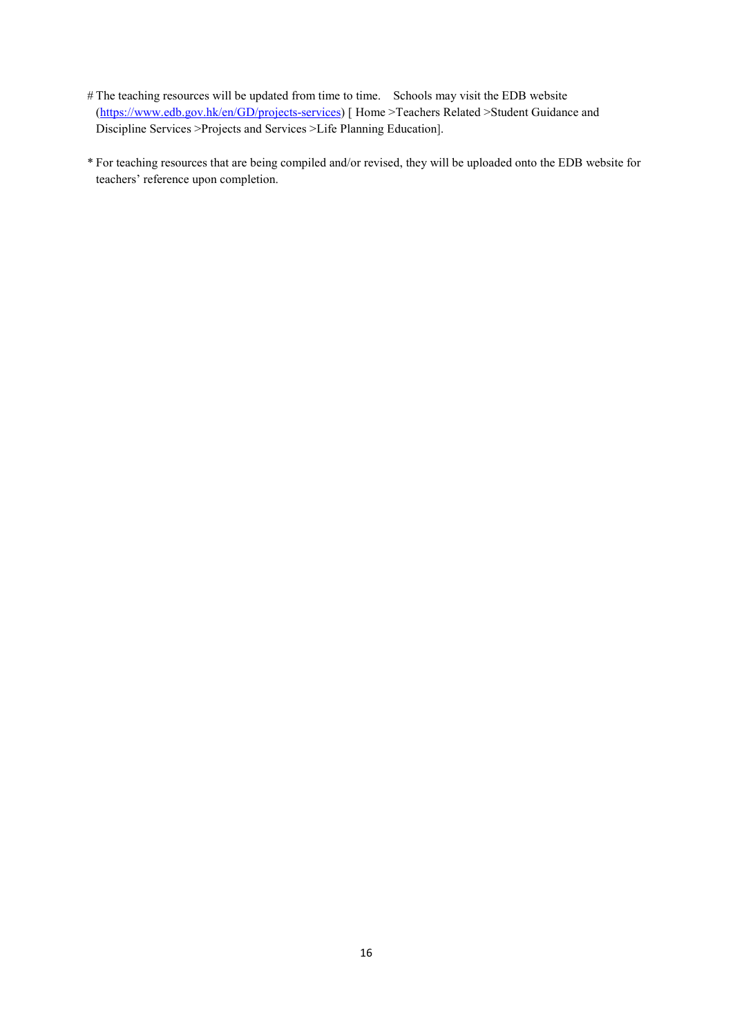# The teaching resources will be updated from time to time. Schools may visit the EDB website (https://www.edb.gov.hk/en/GD/projects-services) [ Home >Teachers Related >Student Guidance and Discipline Services >Projects and Services >Life Planning Education].

* For teaching resources that are being compiled and/or revised, they will be uploaded onto the EDB website for teachers' reference upon completion.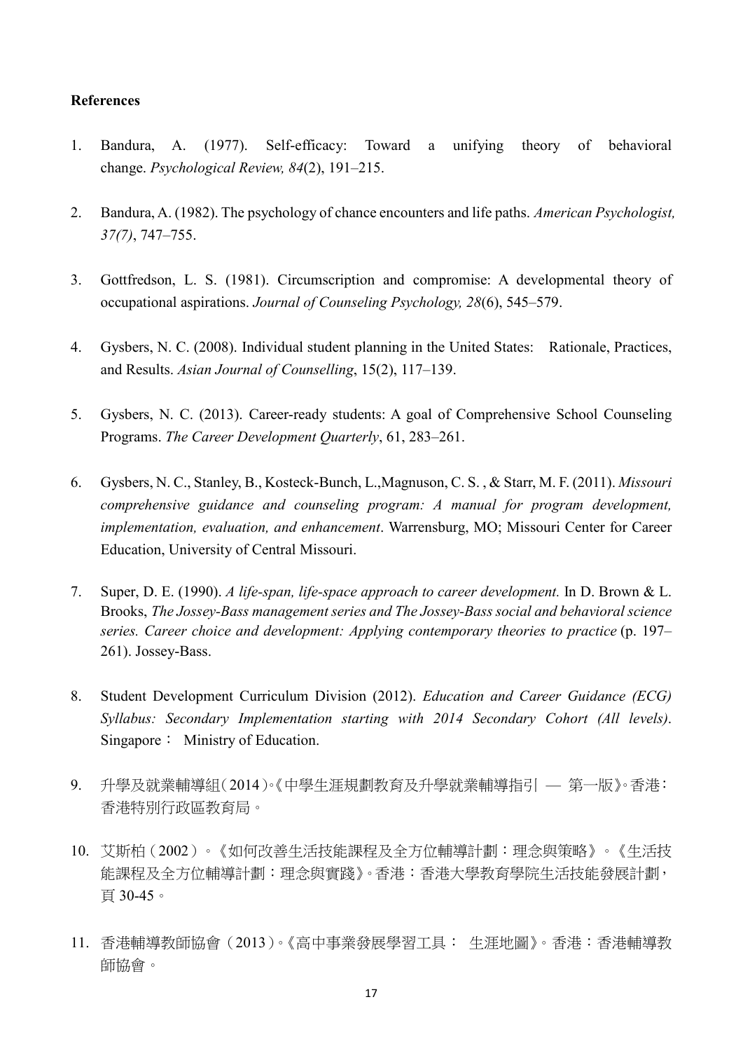**References**

1. Bandura, A. (1977). Self-efficacy: Toward a unifying theory of behavioral change. *Psychological Review, 84*(2), 191–215.

2. Bandura, A. (1982). The psychology of chance encounters and life paths. *American Psychologist, 37(7)*, 747–755.

3. Gottfredson, L. S. (1981). Circumscription and compromise: A developmental theory of occupational aspirations. *Journal of Counseling Psychology, 28*(6), 545–579.

4. Gysbers, N. C. (2008). Individual student planning in the United States:  Rationale, Practices, and Results. *Asian Journal of Counselling*, 15(2), 117–139.

5. Gysbers, N. C. (2013). Career-ready students: A goal of Comprehensive School Counseling Programs. *The Career Development Quarterly*, 61, 283–261.

6. Gysbers, N. C., Stanley, B., Kosteck-Bunch, L.,Magnuson, C. S. , & Starr, M. F. (2011). *Missouri comprehensive guidance and counseling program: A manual for program development, implementation, evaluation, and enhancement*. Warrensburg, MO; Missouri Center for Career Education, University of Central Missouri.

7. Super, D. E. (1990). *A life-span, life-space approach to career development.* In D. Brown & L. Brooks, *The Jossey-Bass management series and The Jossey-Bass social and behavioral science series. Career choice and development: Applying contemporary theories to practice* (p. 197–261). Jossey-Bass.

8. Student Development Curriculum Division (2012). *Education and Career Guidance (ECG) Syllabus: Secondary Implementation starting with 2014 Secondary Cohort (All levels)*. Singapore： Ministry of Education.

9. 升學及就業輔導組（2014）。《中學生涯規劃教育及升學就業輔導指引 — 第一版》。香港：香港特別行政區教育局。

10. 艾斯柏（2002）。《如何改善生活技能課程及全方位輔導計劃：理念與策略》。《生活技能課程及全方位輔導計劃：理念與實踐》。香港：香港大學教育學院生活技能發展計劃，頁 30-45。

11. 香港輔導教師協會（2013）。《高中事業發展學習工具： 生涯地圖》。香港：香港輔導教師協會。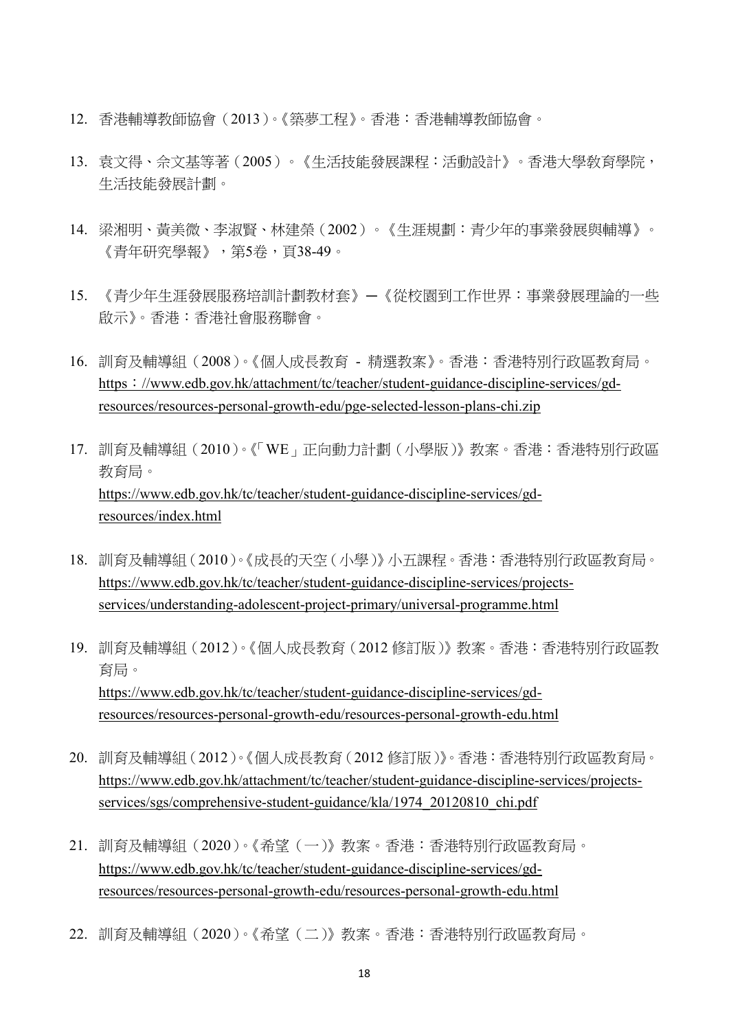12. 香港輔導教師協會（2013）。《築夢工程》。香港：香港輔導教師協會。

13. 袁文得、佘文基等著（2005）。《生活技能發展課程：活動設計》。香港大學教育學院，生活技能發展計劃。

14. 梁湘明、黃美微、李淑賢、林建榮（2002）。《生涯規劃：青少年的事業發展與輔導》。《青年研究學報》，第5卷，頁38-49。

15. 《青少年生涯發展服務培訓計劃教材套》—《從校園到工作世界：事業發展理論的一些啟示》。香港：香港社會服務聯會。

16. 訓育及輔導組（2008）。《個人成長教育 - 精選教案》。香港：香港特別行政區教育局。https：//www.edb.gov.hk/attachment/tc/teacher/student-guidance-discipline-services/gd-resources/resources-personal-growth-edu/pge-selected-lesson-plans-chi.zip

17. 訓育及輔導組（2010）。《「WE」正向動力計劃（小學版）》教案。香港：香港特別行政區教育局。
https://www.edb.gov.hk/tc/teacher/student-guidance-discipline-services/gd-resources/index.html

18. 訓育及輔導組（2010）。《成長的天空（小學）》小五課程。香港：香港特別行政區教育局。
https://www.edb.gov.hk/tc/teacher/student-guidance-discipline-services/projects-services/understanding-adolescent-project-primary/universal-programme.html

19. 訓育及輔導組（2012）。《個人成長教育（2012 修訂版）》教案。香港：香港特別行政區教育局。
https://www.edb.gov.hk/tc/teacher/student-guidance-discipline-services/gd-resources/resources-personal-growth-edu/resources-personal-growth-edu.html

20. 訓育及輔導組（2012）。《個人成長教育（2012 修訂版）》。香港：香港特別行政區教育局。
https://www.edb.gov.hk/attachment/tc/teacher/student-guidance-discipline-services/projects-services/sgs/comprehensive-student-guidance/kla/1974_20120810_chi.pdf

21. 訓育及輔導組（2020）。《希望（一）》教案。香港：香港特別行政區教育局。
https://www.edb.gov.hk/tc/teacher/student-guidance-discipline-services/gd-resources/resources-personal-growth-edu/resources-personal-growth-edu.html

22. 訓育及輔導組（2020）。《希望（二）》教案。香港：香港特別行政區教育局。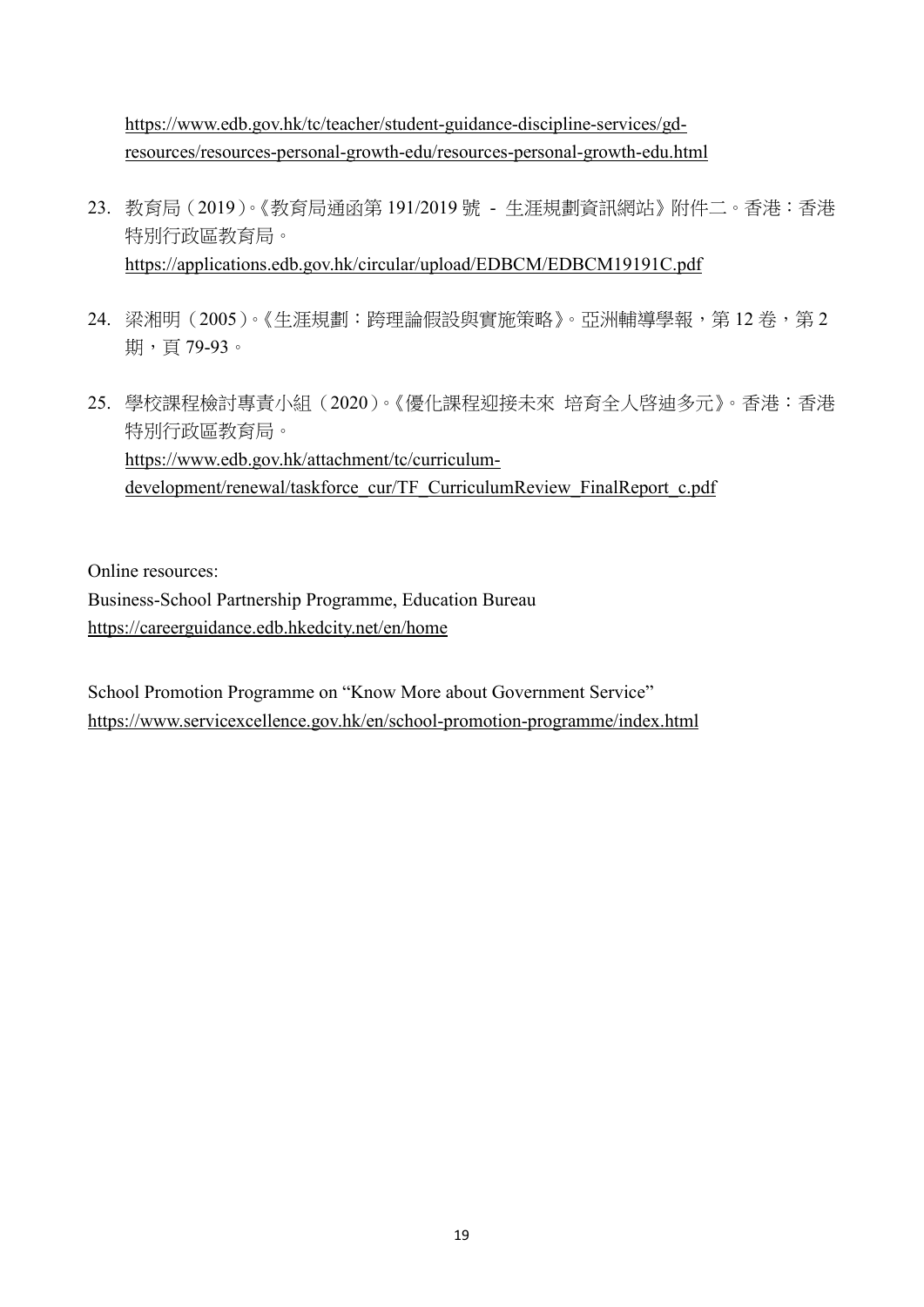https://www.edb.gov.hk/tc/teacher/student-guidance-discipline-services/gd-resources/resources-personal-growth-edu/resources-personal-growth-edu.html

23. 教育局（2019）。《教育局通函第 191/2019 號 - 生涯規劃資訊網站》附件二。香港：香港特別行政區教育局。
https://applications.edb.gov.hk/circular/upload/EDBCM/EDBCM19191C.pdf

24. 梁湘明（2005）。《生涯規劃：跨理論假設與實施策略》。亞洲輔導學報，第 12 卷，第 2 期，頁 79-93。

25. 學校課程檢討專責小組（2020）。《優化課程迎接未來 培育全人啓迪多元》。香港：香港特別行政區教育局。
https://www.edb.gov.hk/attachment/tc/curriculum-development/renewal/taskforce_cur/TF_CurriculumReview_FinalReport_c.pdf

Online resources:
Business-School Partnership Programme, Education Bureau
https://careerguidance.edb.hkedcity.net/en/home

School Promotion Programme on "Know More about Government Service"
https://www.servicexcellence.gov.hk/en/school-promotion-programme/index.html